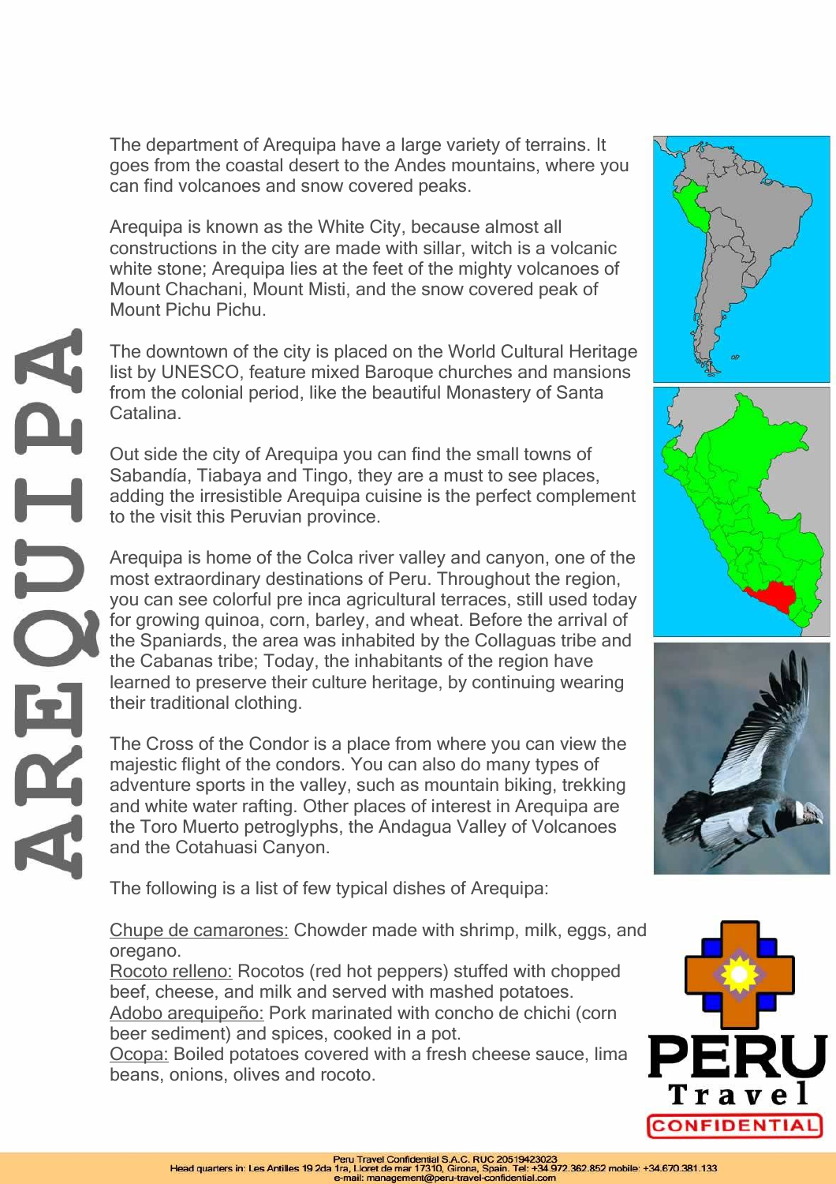# AREQUIPA

The department of Arequipa have a large variety of terrains. It goes from the coastal desert to the Andes mountains, where you can find volcanoes and snow covered peaks.

Arequipa is known as the White City, because almost all constructions in the city are made with sillar, witch is a volcanic white stone; Arequipa lies at the feet of the mighty volcanoes of Mount Chachani, Mount Misti, and the snow covered peak of Mount Pichu Pichu.

The downtown of the city is placed on the World Cultural Heritage list by UNESCO, feature mixed Baroque churches and mansions from the colonial period, like the beautiful Monastery of Santa Catalina.

Out side the city of Arequipa you can find the small towns of Sabandía, Tiabaya and Tingo, they are a must to see places, adding the irresistible Arequipa cuisine is the perfect complement to the visit this Peruvian province.

Arequipa is home of the Colca river valley and canyon, one of the most extraordinary destinations of Peru. Throughout the region, you can see colorful pre inca agricultural terraces, still used today for growing quinoa, corn, barley, and wheat. Before the arrival of the Spaniards, the area was inhabited by the Collaguas tribe and the Cabanas tribe; Today, the inhabitants of the region have learned to preserve their culture heritage, by continuing wearing their traditional clothing.

The Cross of the Condor is a place from where you can view the majestic flight of the condors. You can also do many types of adventure sports in the valley, such as mountain biking, trekking and white water rafting. Other places of interest in Arequipa are the Toro Muerto petroglyphs, the Andagua Valley of Volcanoes and the Cotahuasi Canyon.

The following is a list of few typical dishes of Arequipa:

Chupe de camarones: Chowder made with shrimp, milk, eggs, and oregano.
Rocoto relleno: Rocotos (red hot peppers) stuffed with chopped beef, cheese, and milk and served with mashed potatoes.
Adobo arequipeño: Pork marinated with concho de chichi (corn beer sediment) and spices, cooked in a pot.
Ocopa: Boiled potatoes covered with a fresh cheese sauce, lima beans, onions, olives and rocoto.

PERU Travel CONFIDENTIAL

Peru Travel Confidential S.A.C. RUC 20519423023
Head quarters in: Les Antilles 19 2da 1ra, Lloret de mar 17310, Girona, Spain. Tel: +34.972.362.852 mobile: +34.670.381.133
e-mail: management@peru-travel-confidential.com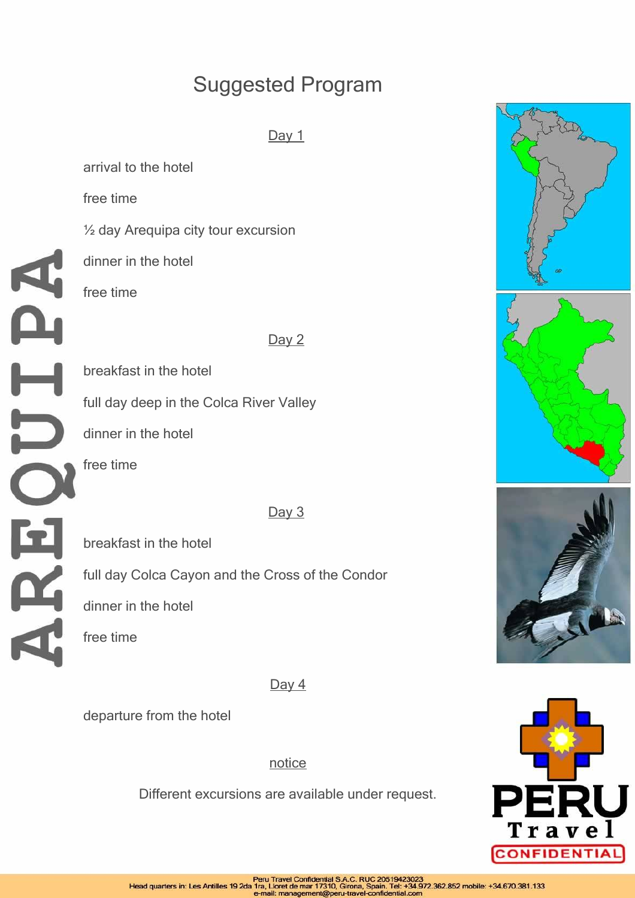# Suggested Program

AREQUIPA

## Day 1

arrival to the hotel

free time

½ day Arequipa city tour excursion

dinner in the hotel

free time

## Day 2

breakfast in the hotel

full day deep in the Colca River Valley

dinner in the hotel

free time

## Day 3

breakfast in the hotel

full day Colca Cayon and the Cross of the Condor

dinner in the hotel

free time

## Day 4

departure from the hotel

## notice

Different excursions are available under request.

PERU Travel CONFIDENTIAL

Peru Travel Confidential S.A.C. RUC 20519423023
Head quarters in: Les Antilles 19 2da 1ra, Lloret de mar 17310, Girona, Spain. Tel: +34.972.362.852 mobile: +34.670.381.133
e-mail: management@peru-travel-confidential.com